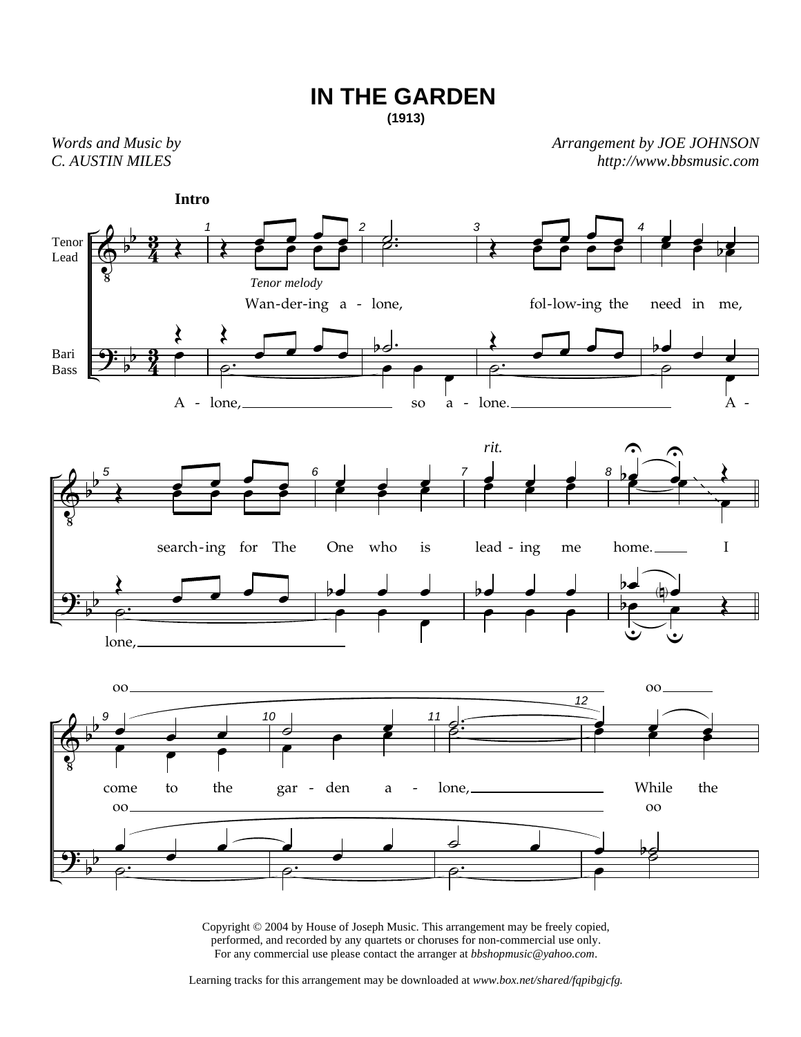# IN THE GARDEN

**(1913)**

*Words and Music by*
*C. AUSTIN MILES*

*Arrangement by JOE JOHNSON*
*http://www.bbsmusic.com*

**Intro**

Tenor
Lead

*Tenor melody*

Wan-der-ing a - lone, fol-low-ing the need in me,

Bari
Bass

A - lone, so a - lone. A -

search-ing for The One who is lead - ing me home. I

lone,

*rit.*

oo oo

come to the gar - den a - lone, While the

oo oo

Copyright © 2004 by House of Joseph Music. This arrangement may be freely copied, performed, and recorded by any quartets or choruses for non-commercial use only. For any commercial use please contact the arranger at *bbshopmusic@yahoo.com*.

Learning tracks for this arrangement may be downloaded at *www.box.net/shared/fqpibgjcfg*.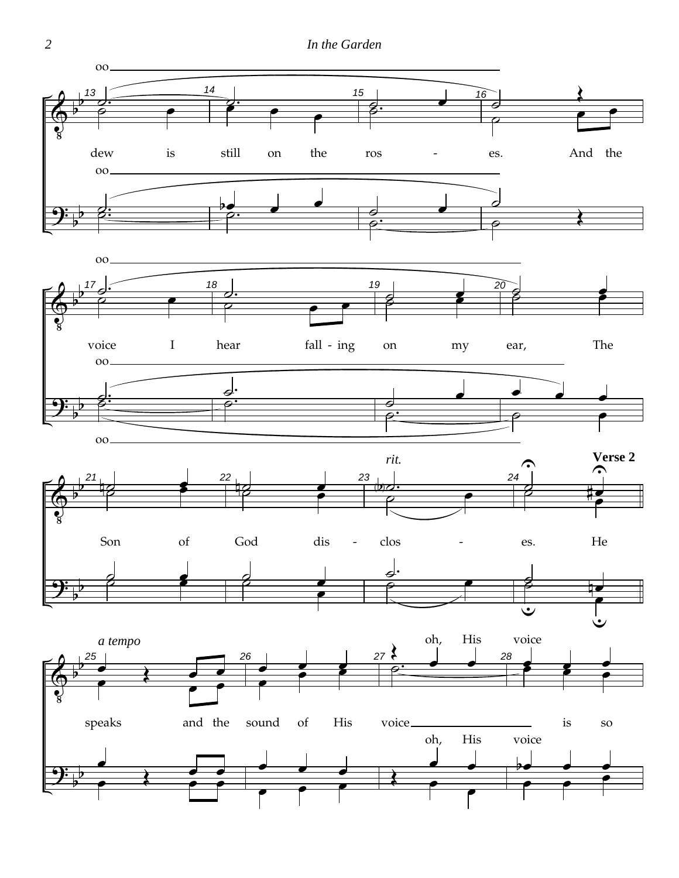oo

dew is still on the ros - es. And the

oo

oo

voice I hear fall - ing on my ear, The

oo

oo

*rit.*

**Verse 2**

Son of God dis - clos - es. He

*a tempo*

oh, His voice

speaks and the sound of His voice is so

oh, His voice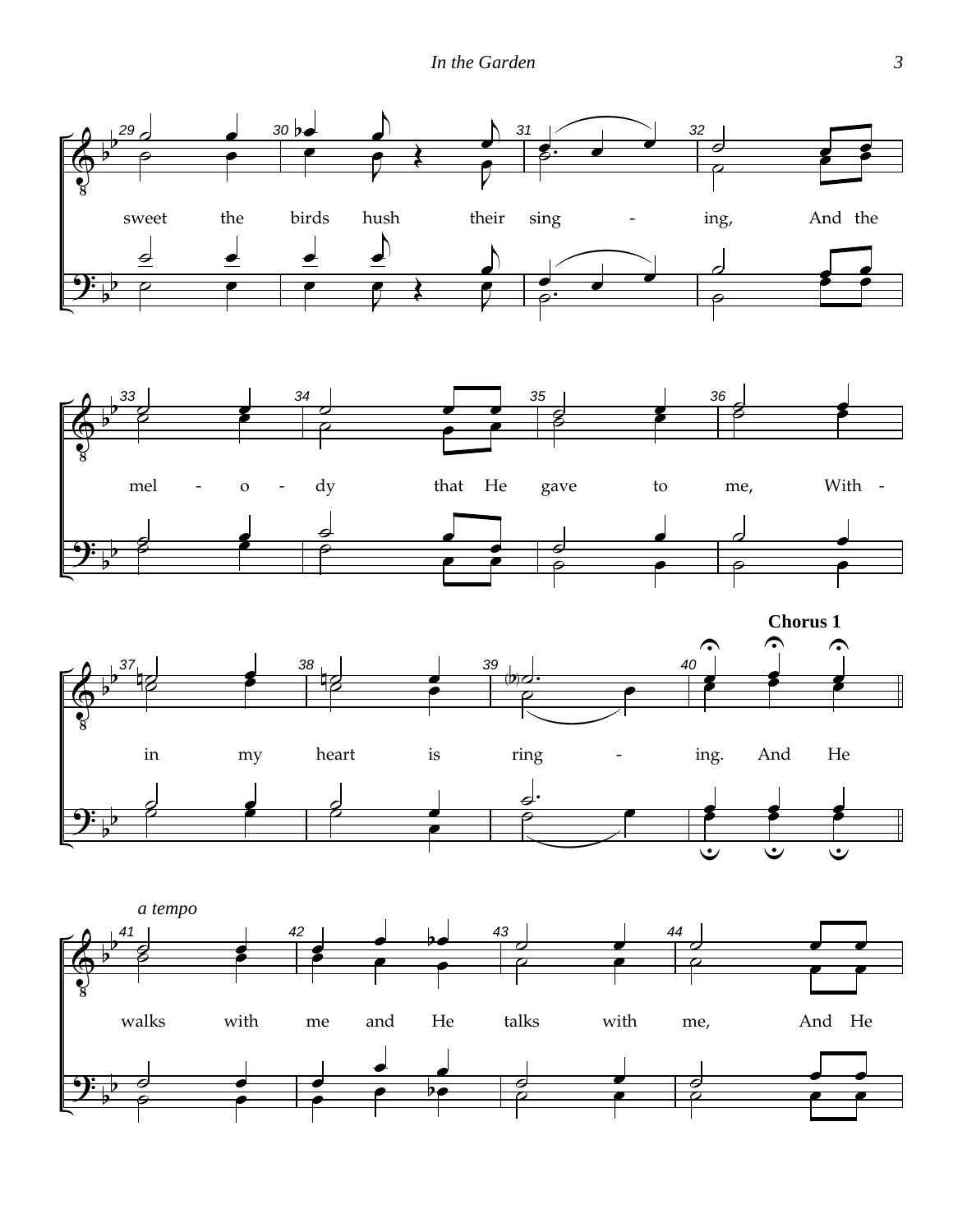sweet the birds hush their sing - ing, And the

mel - o - dy that He gave to me, With -

**Chorus 1**

in my heart is ring - ing. And He

*a tempo*

walks with me and He talks with me, And He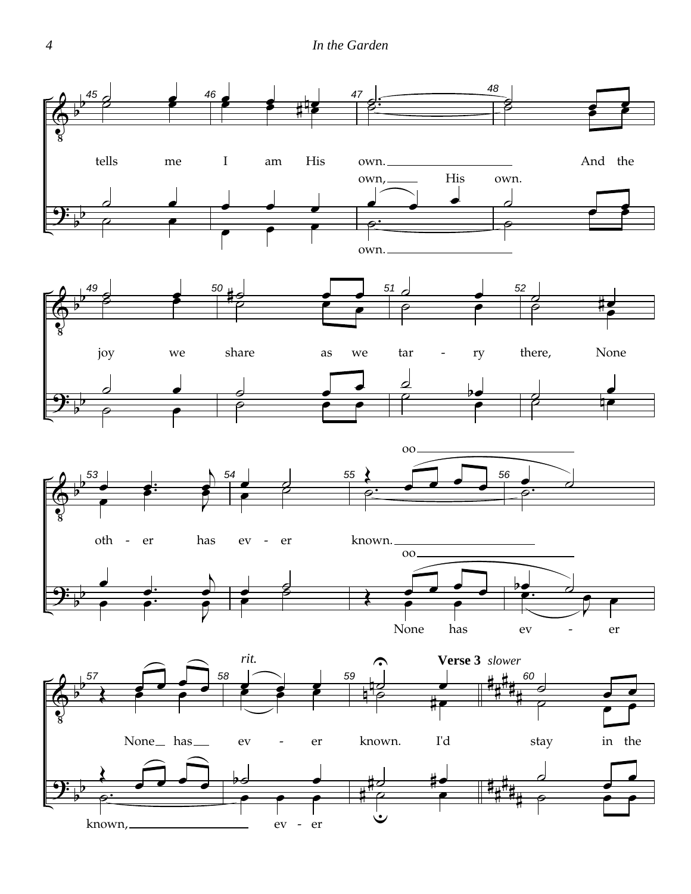tells me I am His own. And the

own, His own.

own.

joy we share as we tar - ry there, None

oth - er has ev - er known.

oo

oo

None has ev - er

None has ev - er known. I'd stay in the

*rit.*

**Verse 3** *slower*

known, ev - er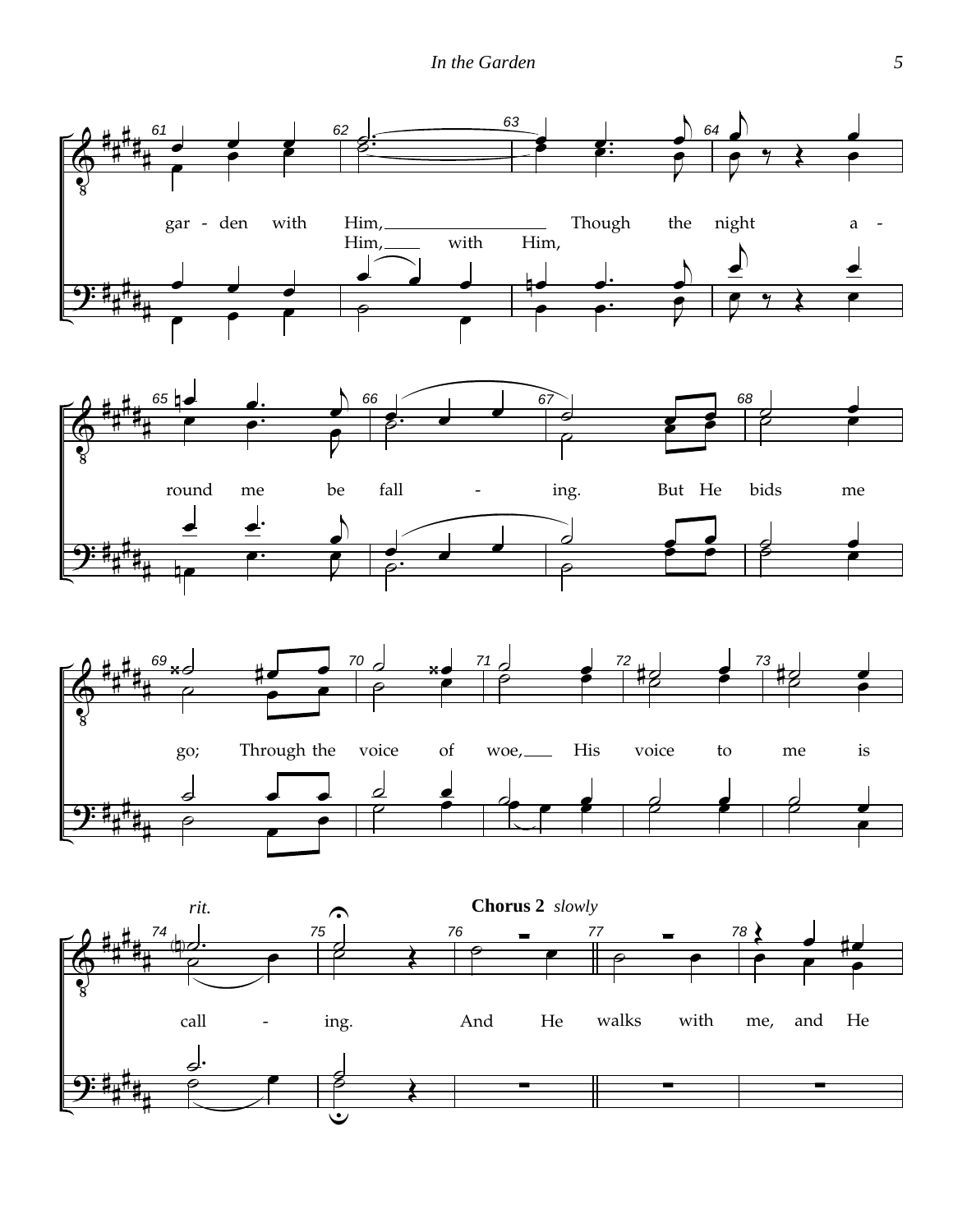gar - den with Him, Though the night a -
Him, with Him,

round me be fall - ing. But He bids me

go; Through the voice of woe, His voice to me is

*rit.*

**Chorus 2** *slowly*

call - ing. And He walks with me, and He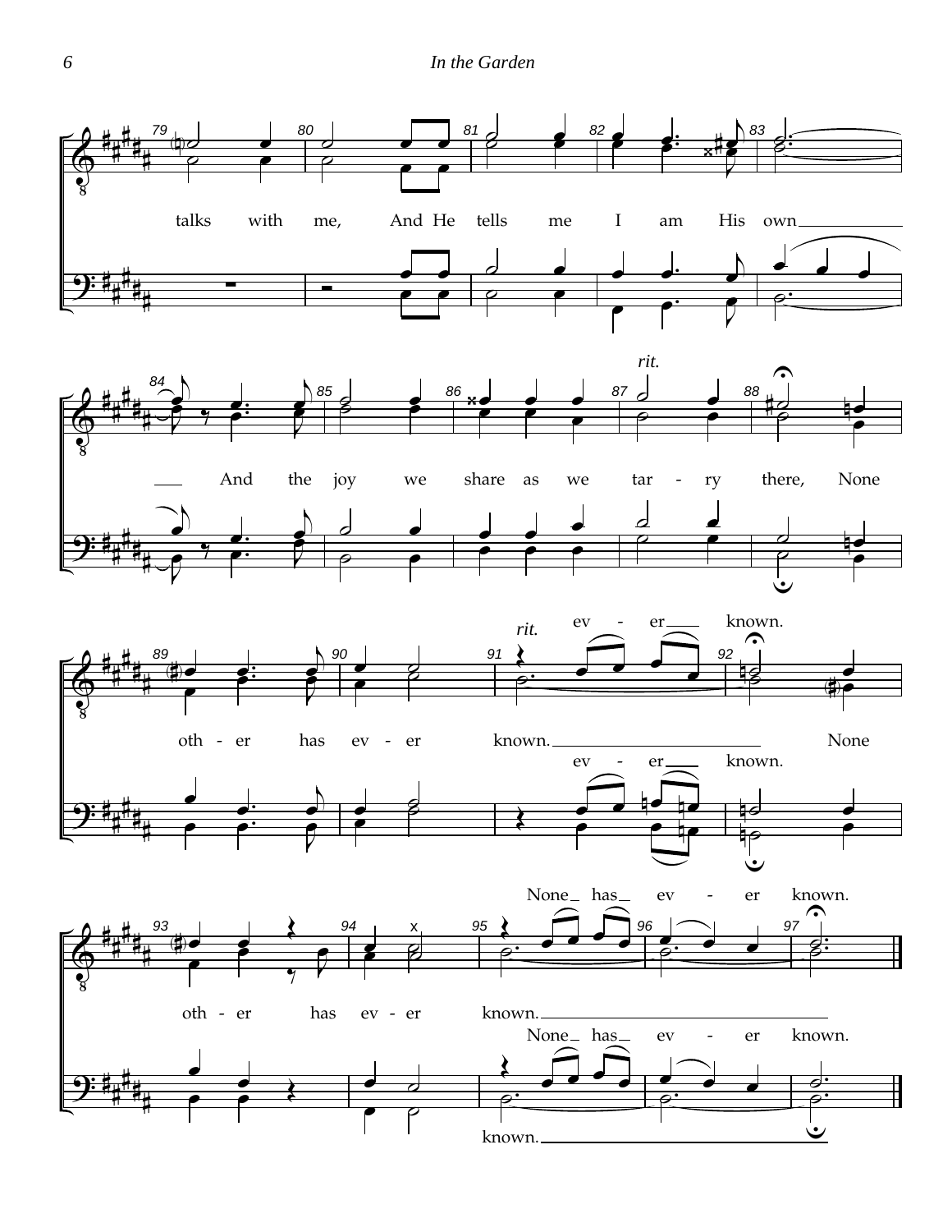talks with me, And He tells me I am His own

And the joy we share as we tar - ry there, None

*rit.*

oth - er has ev - er known.

ev - er known.

*rit.*

None

None has ev - er known.

oth - er has ev - er known.

None has ev - er known.

known.